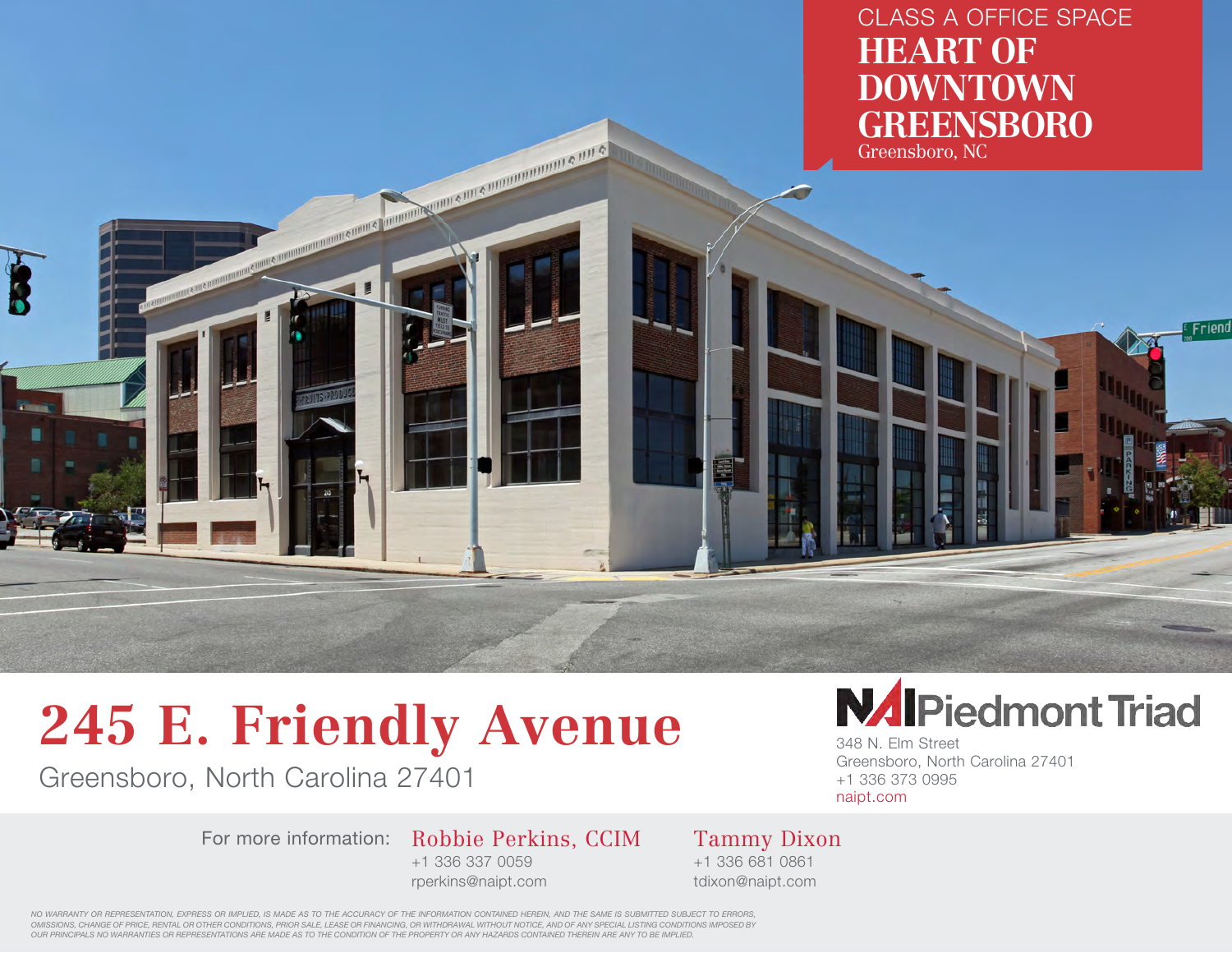CLASS A OFFICE SPACE

# HEART OF DOWNTOWN GREENSBORO

Greensboro, NC

# 245 E. Friendly Avenue

Greensboro, North Carolina 27401

**NAI Piedmont Triad**

348 N. Elm Street
Greensboro, North Carolina 27401
+1 336 373 0995
naipt.com

For more information:

**Robbie Perkins, CCIM**
+1 336 337 0059
rperkins@naipt.com

**Tammy Dixon**
+1 336 681 0861
tdixon@naipt.com

*NO WARRANTY OR REPRESENTATION, EXPRESS OR IMPLIED, IS MADE AS TO THE ACCURACY OF THE INFORMATION CONTAINED HEREIN, AND THE SAME IS SUBMITTED SUBJECT TO ERRORS, OMISSIONS, CHANGE OF PRICE, RENTAL OR OTHER CONDITIONS, PRIOR SALE, LEASE OR FINANCING, OR WITHDRAWAL WITHOUT NOTICE, AND OF ANY SPECIAL LISTING CONDITIONS IMPOSED BY OUR PRINCIPALS NO WARRANTIES OR REPRESENTATIONS ARE MADE AS TO THE CONDITION OF THE PROPERTY OR ANY HAZARDS CONTAINED THEREIN ARE ANY TO BE IMPLIED.*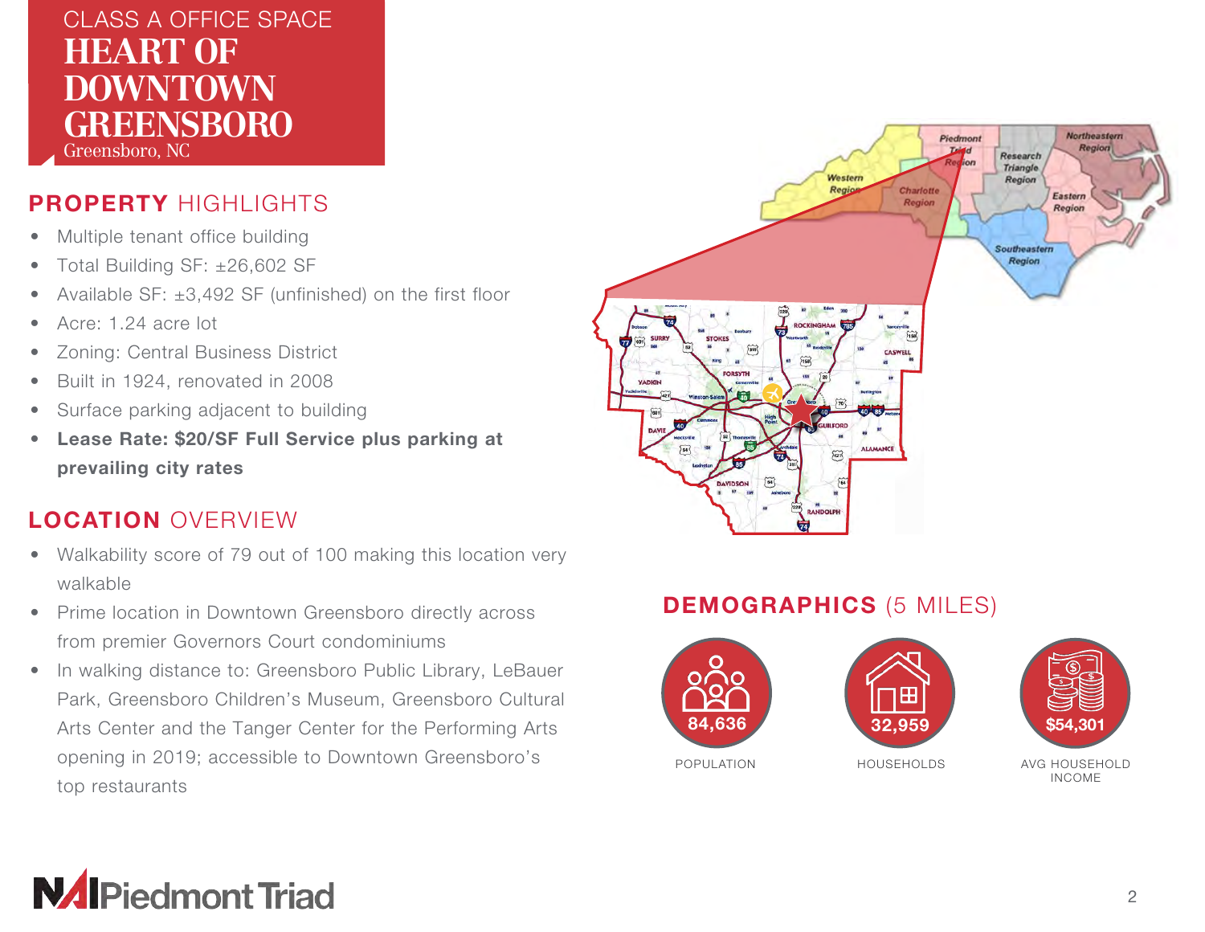CLASS A OFFICE SPACE

# HEART OF DOWNTOWN GREENSBORO

Greensboro, NC

## PROPERTY HIGHLIGHTS

- Multiple tenant office building
- Total Building SF: ±26,602 SF
- Available SF: ±3,492 SF (unfinished) on the first floor
- Acre: 1.24 acre lot
- Zoning: Central Business District
- Built in 1924, renovated in 2008
- Surface parking adjacent to building
- **Lease Rate: $20/SF Full Service plus parking at prevailing city rates**

## LOCATION OVERVIEW

- Walkability score of 79 out of 100 making this location very walkable
- Prime location in Downtown Greensboro directly across from premier Governors Court condominiums
- In walking distance to: Greensboro Public Library, LeBauer Park, Greensboro Children's Museum, Greensboro Cultural Arts Center and the Tanger Center for the Performing Arts opening in 2019; accessible to Downtown Greensboro's top restaurants

## DEMOGRAPHICS (5 MILES)

| 84,636 | 32,959 | $54,301 |
|---|---|---|
| POPULATION | HOUSEHOLDS | AVG HOUSEHOLD INCOME |

NAI Piedmont Triad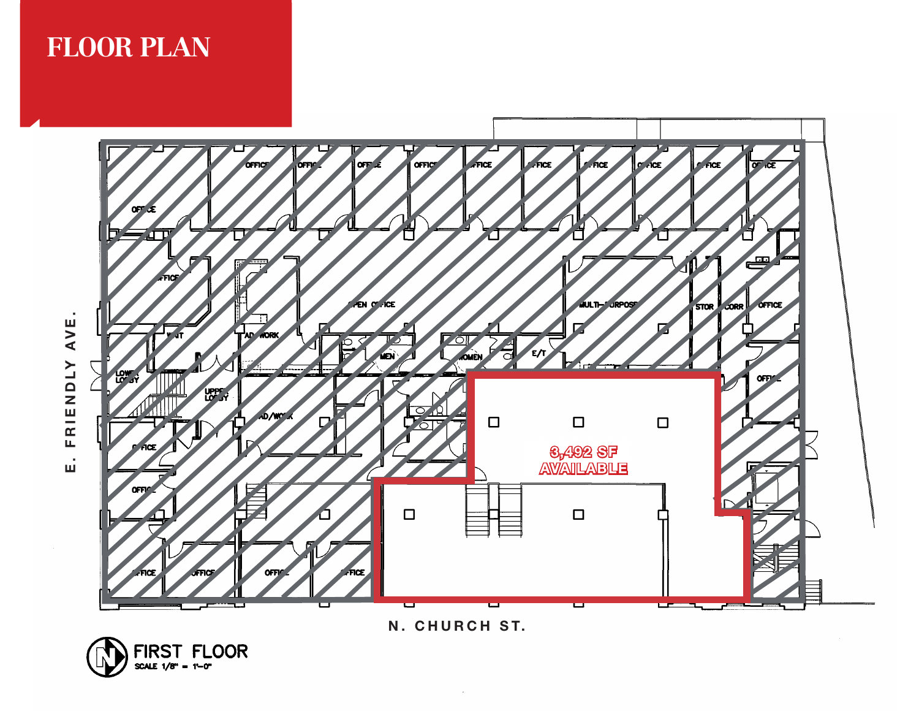# FLOOR PLAN

3,492 SF AVAILABLE

E. FRIENDLY AVE.

N. CHURCH ST.

FIRST FLOOR
SCALE 1/8" = 1'-0"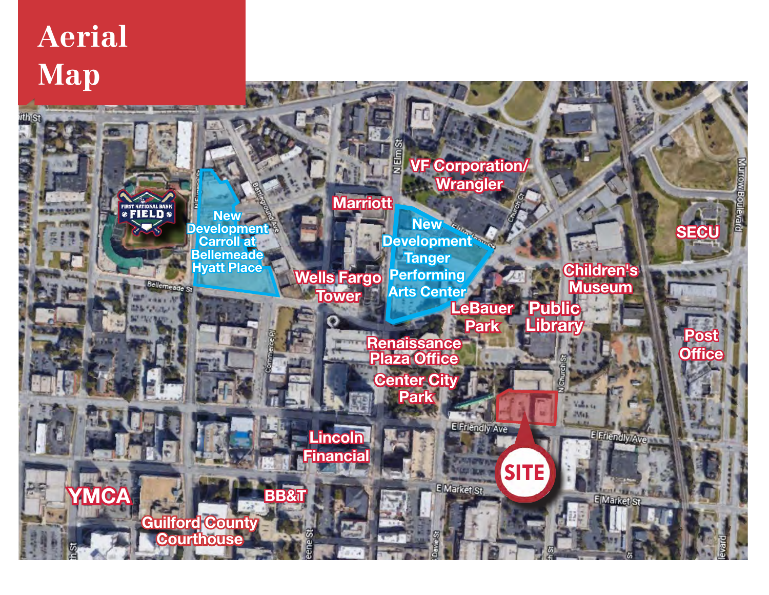# Aerial Map

FIRST NATIONAL BANK FIELD

New Development Carroll at Bellemeade Hyatt Place

Marriott

VF Corporation/ Wrangler

New Development Tanger Performing Arts Center

Wells Fargo Tower

SECU

Children's Museum

LeBauer Park

Public Library

Post Office

Renaissance Plaza Office

Center City Park

SITE

Lincoln Financial

YMCA

BB&T

Guilford County Courthouse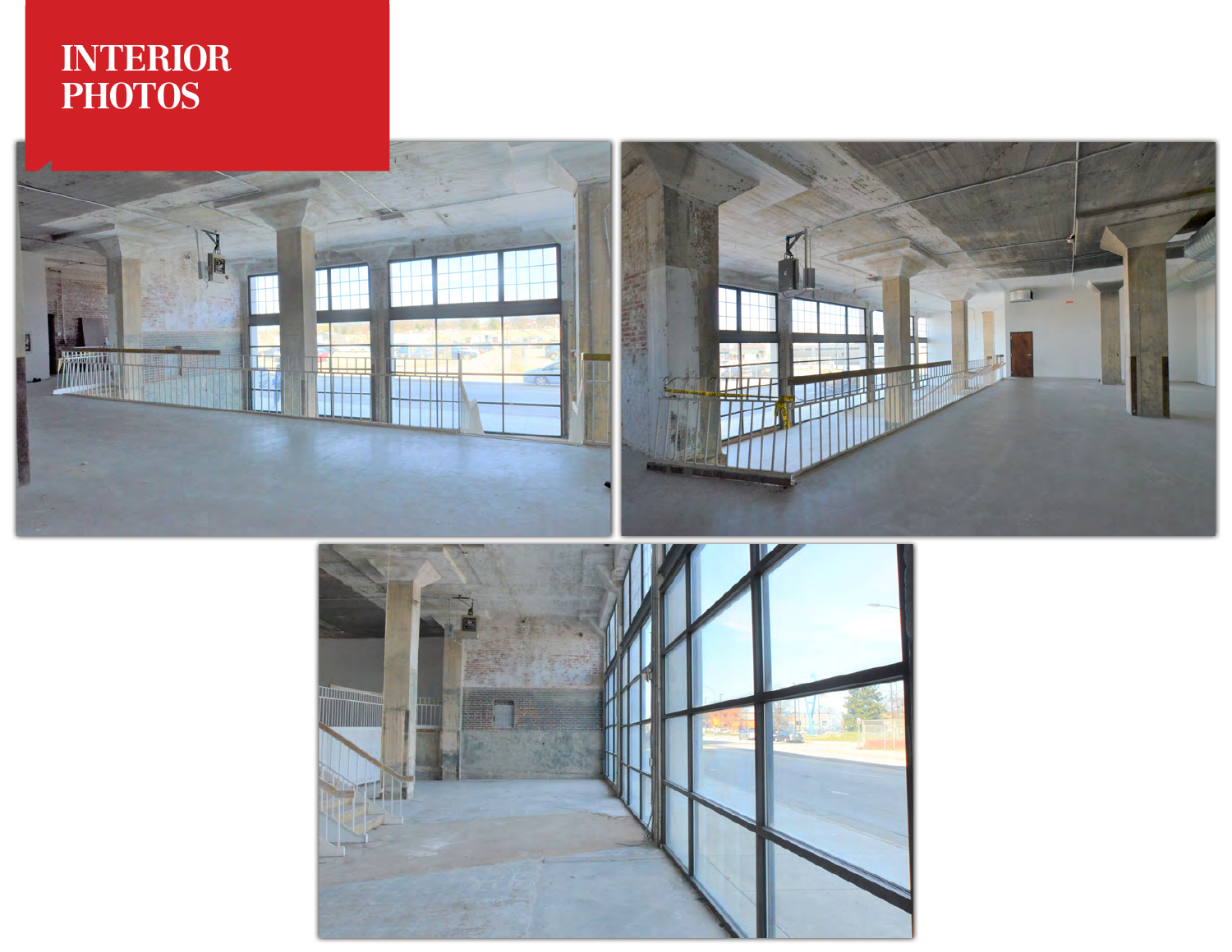# INTERIOR PHOTOS